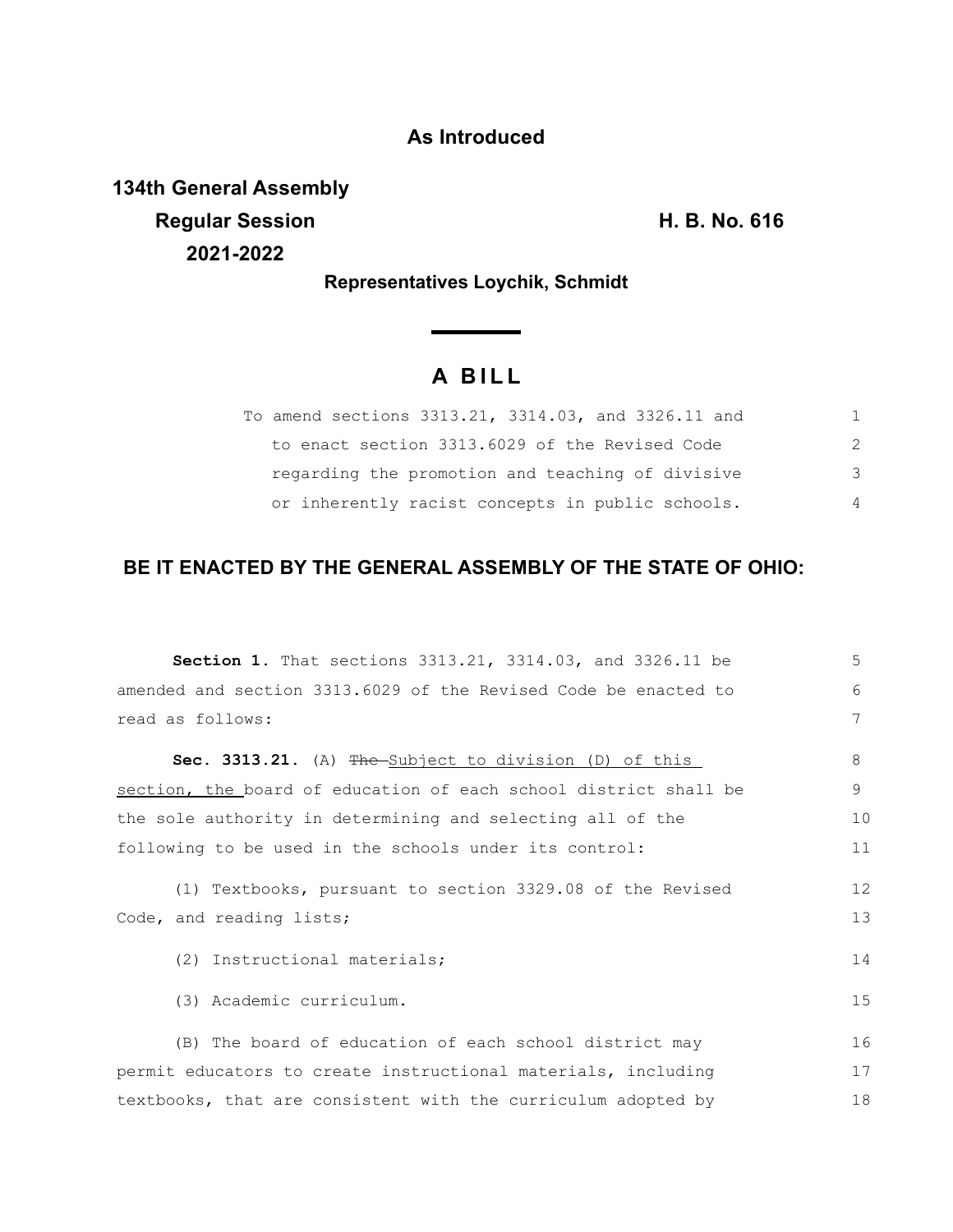**As Introduced**

**134th General Assembly**
**Regular Session** **H. B. No. 616**
**2021-2022**

**Representatives Loychik, Schmidt**

# A BILL

To amend sections 3313.21, 3314.03, and 3326.11 and to enact section 3313.6029 of the Revised Code regarding the promotion and teaching of divisive or inherently racist concepts in public schools.

## BE IT ENACTED BY THE GENERAL ASSEMBLY OF THE STATE OF OHIO:

**Section 1.** That sections 3313.21, 3314.03, and 3326.11 be amended and section 3313.6029 of the Revised Code be enacted to read as follows:

**Sec. 3313.21.** (A) ~~The~~ Subject to division (D) of this section, the board of education of each school district shall be the sole authority in determining and selecting all of the following to be used in the schools under its control:

(1) Textbooks, pursuant to section 3329.08 of the Revised Code, and reading lists;

(2) Instructional materials;

(3) Academic curriculum.

(B) The board of education of each school district may permit educators to create instructional materials, including textbooks, that are consistent with the curriculum adopted by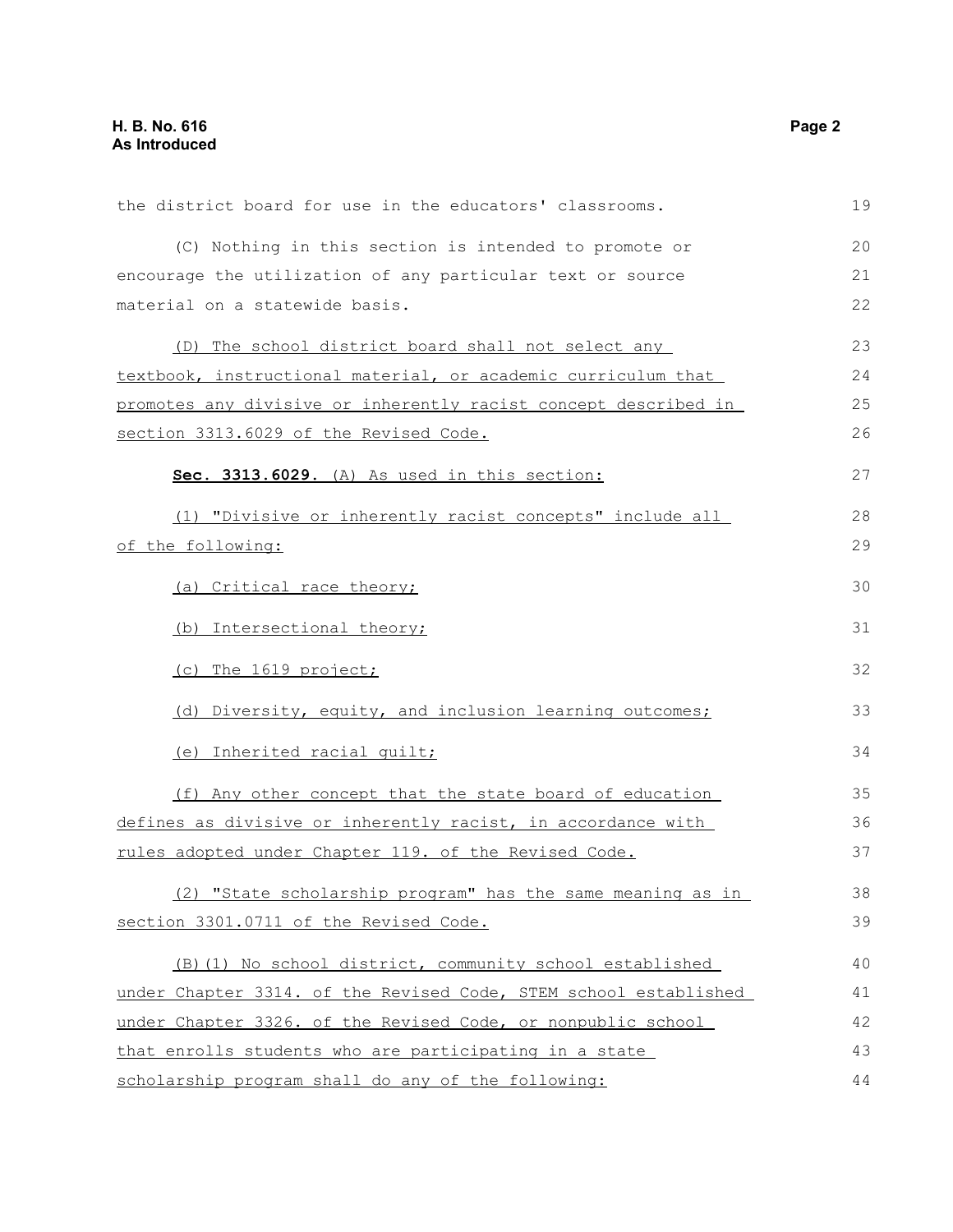the district board for use in the educators' classrooms.

(C) Nothing in this section is intended to promote or encourage the utilization of any particular text or source material on a statewide basis.

(D) The school district board shall not select any textbook, instructional material, or academic curriculum that promotes any divisive or inherently racist concept described in section 3313.6029 of the Revised Code.

**Sec. 3313.6029.** (A) As used in this section:

(1) "Divisive or inherently racist concepts" include all of the following:

(a) Critical race theory;

(b) Intersectional theory;

(c) The 1619 project;

(d) Diversity, equity, and inclusion learning outcomes;

(e) Inherited racial guilt;

(f) Any other concept that the state board of education defines as divisive or inherently racist, in accordance with rules adopted under Chapter 119. of the Revised Code.

(2) "State scholarship program" has the same meaning as in section 3301.0711 of the Revised Code.

(B)(1) No school district, community school established under Chapter 3314. of the Revised Code, STEM school established under Chapter 3326. of the Revised Code, or nonpublic school that enrolls students who are participating in a state scholarship program shall do any of the following: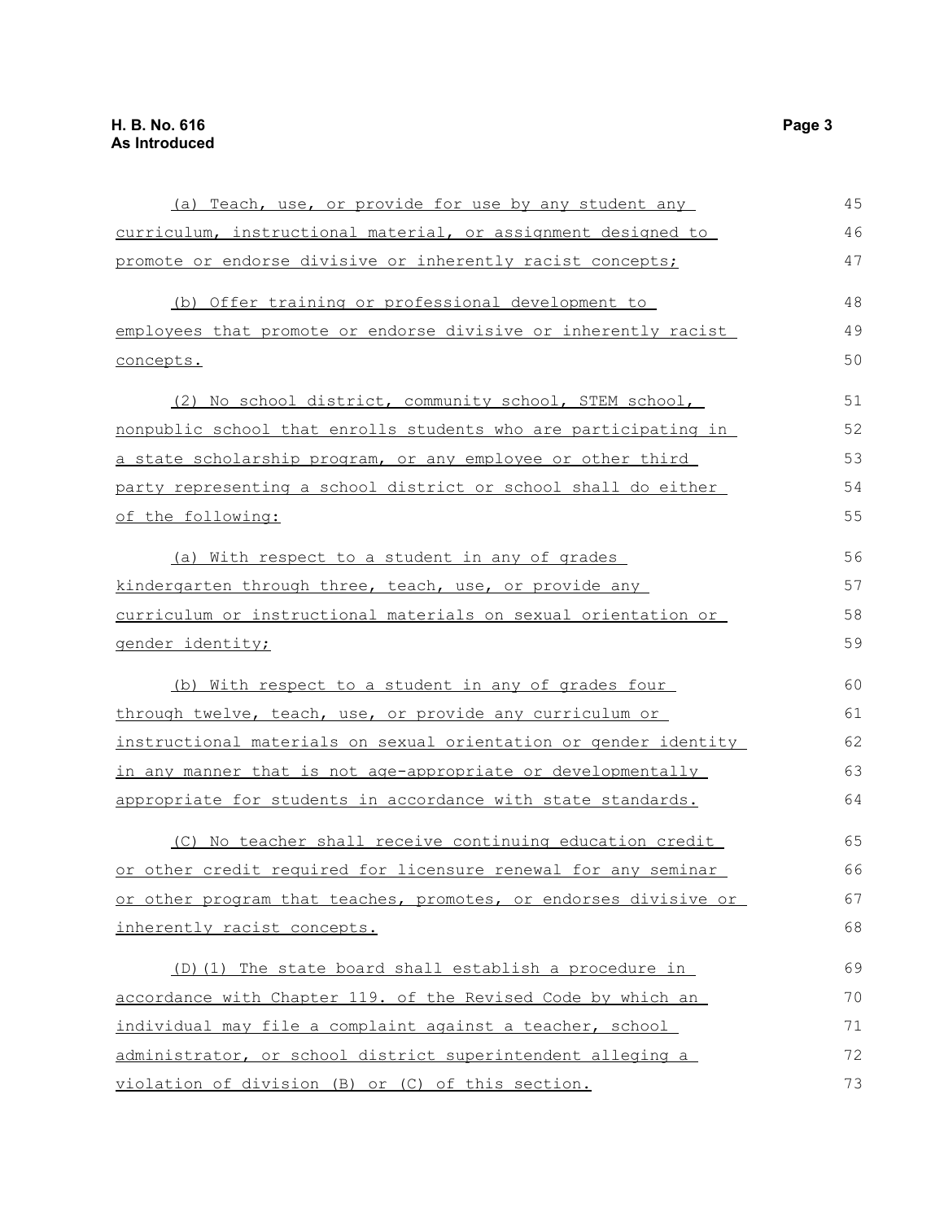(a) Teach, use, or provide for use by any student any curriculum, instructional material, or assignment designed to promote or endorse divisive or inherently racist concepts;

(b) Offer training or professional development to employees that promote or endorse divisive or inherently racist concepts.

(2) No school district, community school, STEM school, nonpublic school that enrolls students who are participating in a state scholarship program, or any employee or other third party representing a school district or school shall do either of the following:

(a) With respect to a student in any of grades kindergarten through three, teach, use, or provide any curriculum or instructional materials on sexual orientation or gender identity;

(b) With respect to a student in any of grades four through twelve, teach, use, or provide any curriculum or instructional materials on sexual orientation or gender identity in any manner that is not age-appropriate or developmentally appropriate for students in accordance with state standards.

(C) No teacher shall receive continuing education credit or other credit required for licensure renewal for any seminar or other program that teaches, promotes, or endorses divisive or inherently racist concepts.

(D)(1) The state board shall establish a procedure in accordance with Chapter 119. of the Revised Code by which an individual may file a complaint against a teacher, school administrator, or school district superintendent alleging a violation of division (B) or (C) of this section.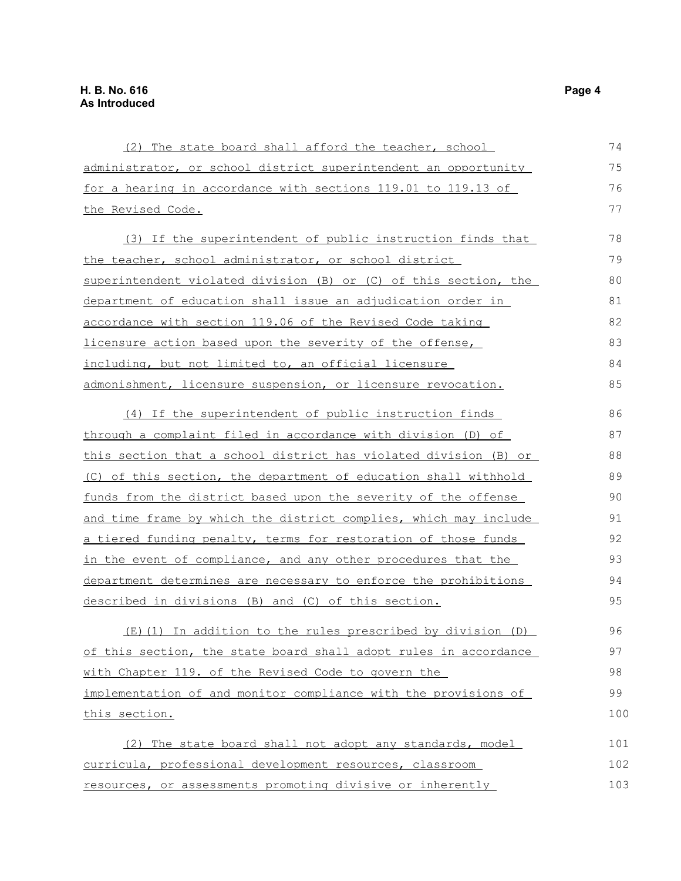(2) The state board shall afford the teacher, school administrator, or school district superintendent an opportunity for a hearing in accordance with sections 119.01 to 119.13 of the Revised Code.

(3) If the superintendent of public instruction finds that the teacher, school administrator, or school district superintendent violated division (B) or (C) of this section, the department of education shall issue an adjudication order in accordance with section 119.06 of the Revised Code taking licensure action based upon the severity of the offense, including, but not limited to, an official licensure admonishment, licensure suspension, or licensure revocation.

(4) If the superintendent of public instruction finds through a complaint filed in accordance with division (D) of this section that a school district has violated division (B) or (C) of this section, the department of education shall withhold funds from the district based upon the severity of the offense and time frame by which the district complies, which may include a tiered funding penalty, terms for restoration of those funds in the event of compliance, and any other procedures that the department determines are necessary to enforce the prohibitions described in divisions (B) and (C) of this section.

(E)(1) In addition to the rules prescribed by division (D) of this section, the state board shall adopt rules in accordance with Chapter 119. of the Revised Code to govern the implementation of and monitor compliance with the provisions of this section.

(2) The state board shall not adopt any standards, model curricula, professional development resources, classroom resources, or assessments promoting divisive or inherently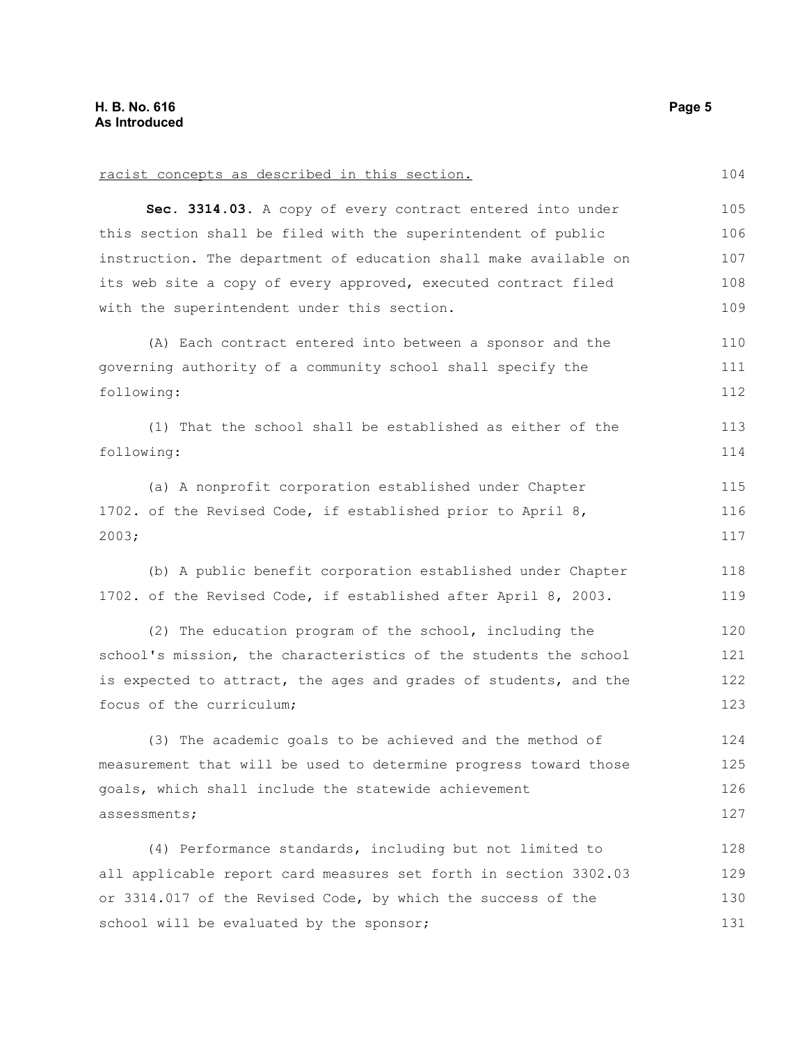racist concepts as described in this section.

**Sec. 3314.03.** A copy of every contract entered into under this section shall be filed with the superintendent of public instruction. The department of education shall make available on its web site a copy of every approved, executed contract filed with the superintendent under this section.

(A) Each contract entered into between a sponsor and the governing authority of a community school shall specify the following:

(1) That the school shall be established as either of the following:

(a) A nonprofit corporation established under Chapter 1702. of the Revised Code, if established prior to April 8, 2003;

(b) A public benefit corporation established under Chapter 1702. of the Revised Code, if established after April 8, 2003.

(2) The education program of the school, including the school's mission, the characteristics of the students the school is expected to attract, the ages and grades of students, and the focus of the curriculum;

(3) The academic goals to be achieved and the method of measurement that will be used to determine progress toward those goals, which shall include the statewide achievement assessments;

(4) Performance standards, including but not limited to all applicable report card measures set forth in section 3302.03 or 3314.017 of the Revised Code, by which the success of the school will be evaluated by the sponsor;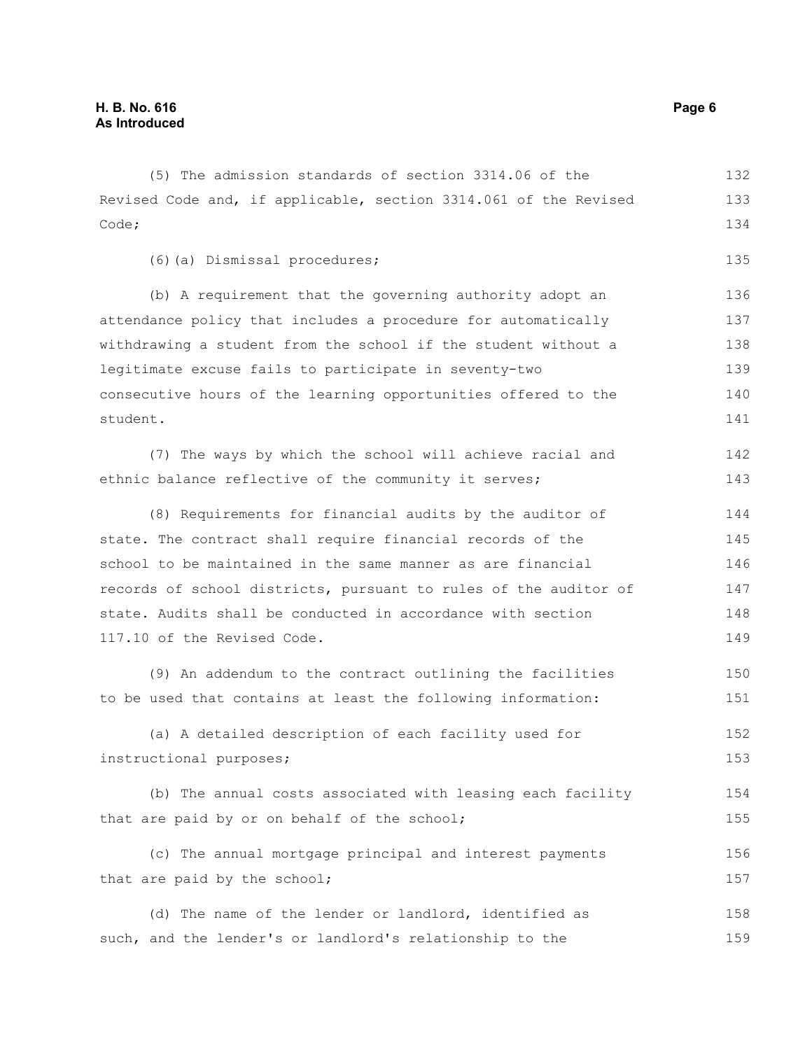(5) The admission standards of section 3314.06 of the Revised Code and, if applicable, section 3314.061 of the Revised Code;

(6)(a) Dismissal procedures;

(b) A requirement that the governing authority adopt an attendance policy that includes a procedure for automatically withdrawing a student from the school if the student without a legitimate excuse fails to participate in seventy-two consecutive hours of the learning opportunities offered to the student.

(7) The ways by which the school will achieve racial and ethnic balance reflective of the community it serves;

(8) Requirements for financial audits by the auditor of state. The contract shall require financial records of the school to be maintained in the same manner as are financial records of school districts, pursuant to rules of the auditor of state. Audits shall be conducted in accordance with section 117.10 of the Revised Code.

(9) An addendum to the contract outlining the facilities to be used that contains at least the following information:

(a) A detailed description of each facility used for instructional purposes;

(b) The annual costs associated with leasing each facility that are paid by or on behalf of the school;

(c) The annual mortgage principal and interest payments that are paid by the school;

(d) The name of the lender or landlord, identified as such, and the lender's or landlord's relationship to the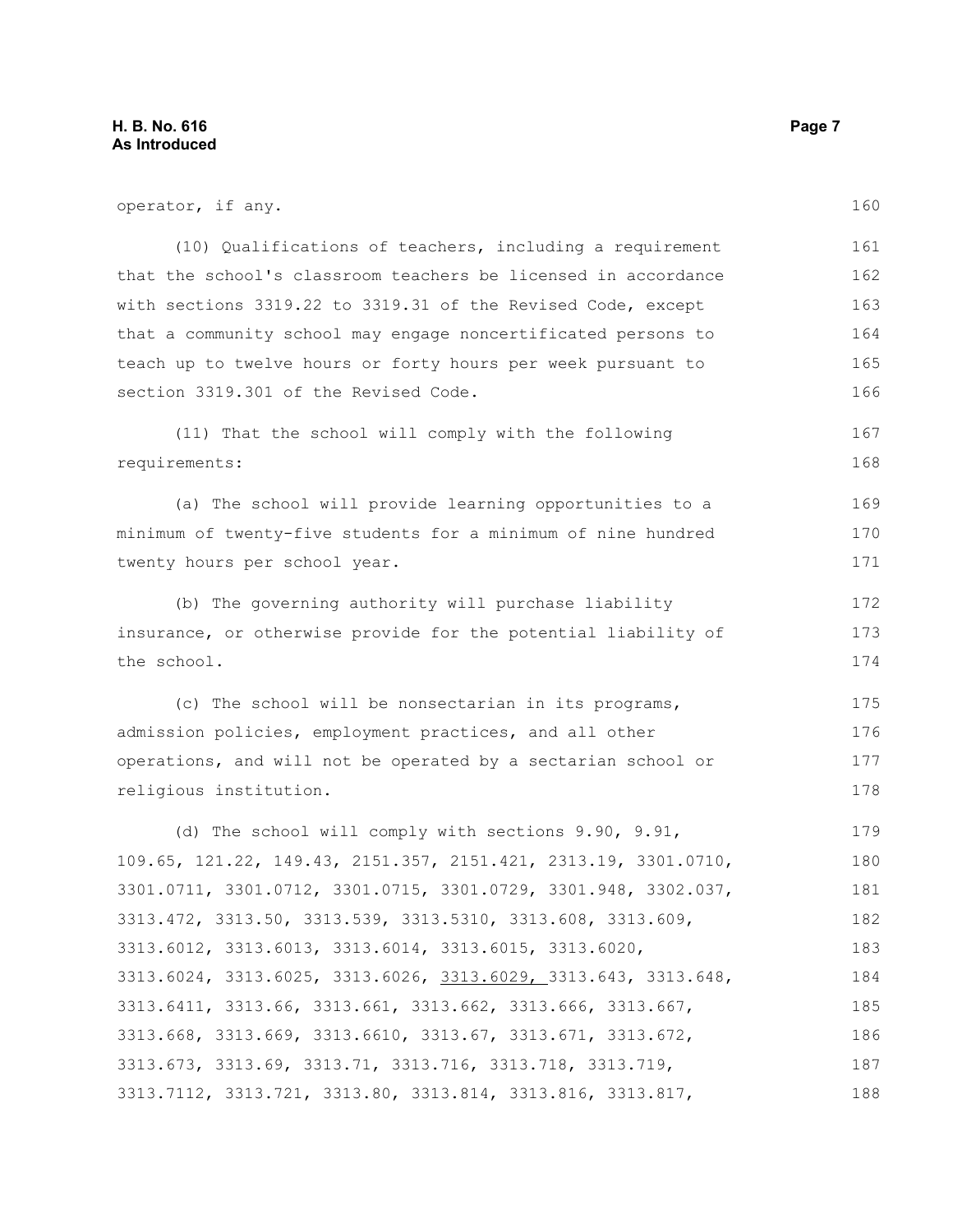operator, if any.

(10) Qualifications of teachers, including a requirement that the school's classroom teachers be licensed in accordance with sections 3319.22 to 3319.31 of the Revised Code, except that a community school may engage noncertificated persons to teach up to twelve hours or forty hours per week pursuant to section 3319.301 of the Revised Code.

(11) That the school will comply with the following requirements:

(a) The school will provide learning opportunities to a minimum of twenty-five students for a minimum of nine hundred twenty hours per school year.

(b) The governing authority will purchase liability insurance, or otherwise provide for the potential liability of the school.

(c) The school will be nonsectarian in its programs, admission policies, employment practices, and all other operations, and will not be operated by a sectarian school or religious institution.

(d) The school will comply with sections 9.90, 9.91, 109.65, 121.22, 149.43, 2151.357, 2151.421, 2313.19, 3301.0710, 3301.0711, 3301.0712, 3301.0715, 3301.0729, 3301.948, 3302.037, 3313.472, 3313.50, 3313.539, 3313.5310, 3313.608, 3313.609, 3313.6012, 3313.6013, 3313.6014, 3313.6015, 3313.6020, 3313.6024, 3313.6025, 3313.6026, <u>3313.6029,</u> 3313.643, 3313.648, 3313.6411, 3313.66, 3313.661, 3313.662, 3313.666, 3313.667, 3313.668, 3313.669, 3313.6610, 3313.67, 3313.671, 3313.672, 3313.673, 3313.69, 3313.71, 3313.716, 3313.718, 3313.719, 3313.7112, 3313.721, 3313.80, 3313.814, 3313.816, 3313.817,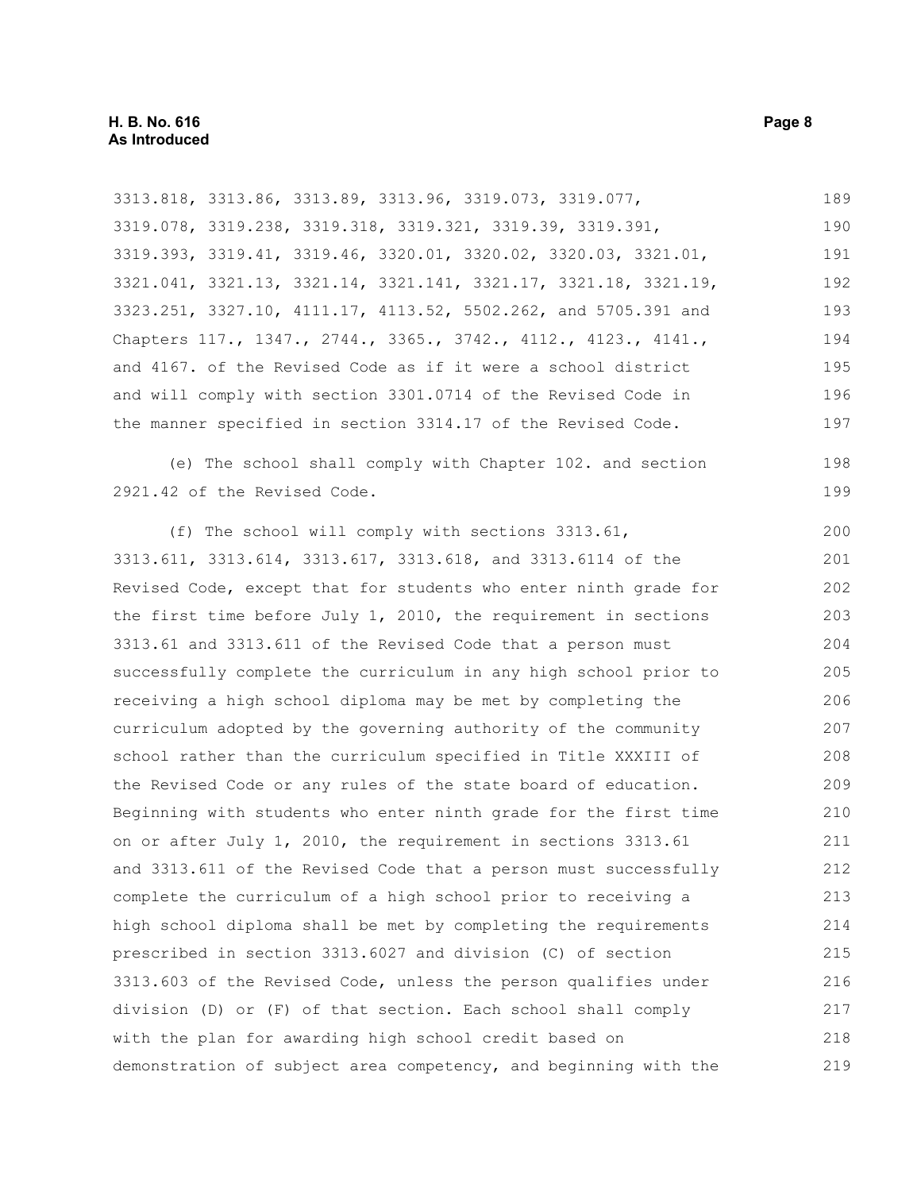3313.818, 3313.86, 3313.89, 3313.96, 3319.073, 3319.077, 3319.078, 3319.238, 3319.318, 3319.321, 3319.39, 3319.391, 3319.393, 3319.41, 3319.46, 3320.01, 3320.02, 3320.03, 3321.01, 3321.041, 3321.13, 3321.14, 3321.141, 3321.17, 3321.18, 3321.19, 3323.251, 3327.10, 4111.17, 4113.52, 5502.262, and 5705.391 and Chapters 117., 1347., 2744., 3365., 3742., 4112., 4123., 4141., and 4167. of the Revised Code as if it were a school district and will comply with section 3301.0714 of the Revised Code in the manner specified in section 3314.17 of the Revised Code.

(e) The school shall comply with Chapter 102. and section 2921.42 of the Revised Code.

(f) The school will comply with sections 3313.61, 3313.611, 3313.614, 3313.617, 3313.618, and 3313.6114 of the Revised Code, except that for students who enter ninth grade for the first time before July 1, 2010, the requirement in sections 3313.61 and 3313.611 of the Revised Code that a person must successfully complete the curriculum in any high school prior to receiving a high school diploma may be met by completing the curriculum adopted by the governing authority of the community school rather than the curriculum specified in Title XXXIII of the Revised Code or any rules of the state board of education. Beginning with students who enter ninth grade for the first time on or after July 1, 2010, the requirement in sections 3313.61 and 3313.611 of the Revised Code that a person must successfully complete the curriculum of a high school prior to receiving a high school diploma shall be met by completing the requirements prescribed in section 3313.6027 and division (C) of section 3313.603 of the Revised Code, unless the person qualifies under division (D) or (F) of that section. Each school shall comply with the plan for awarding high school credit based on demonstration of subject area competency, and beginning with the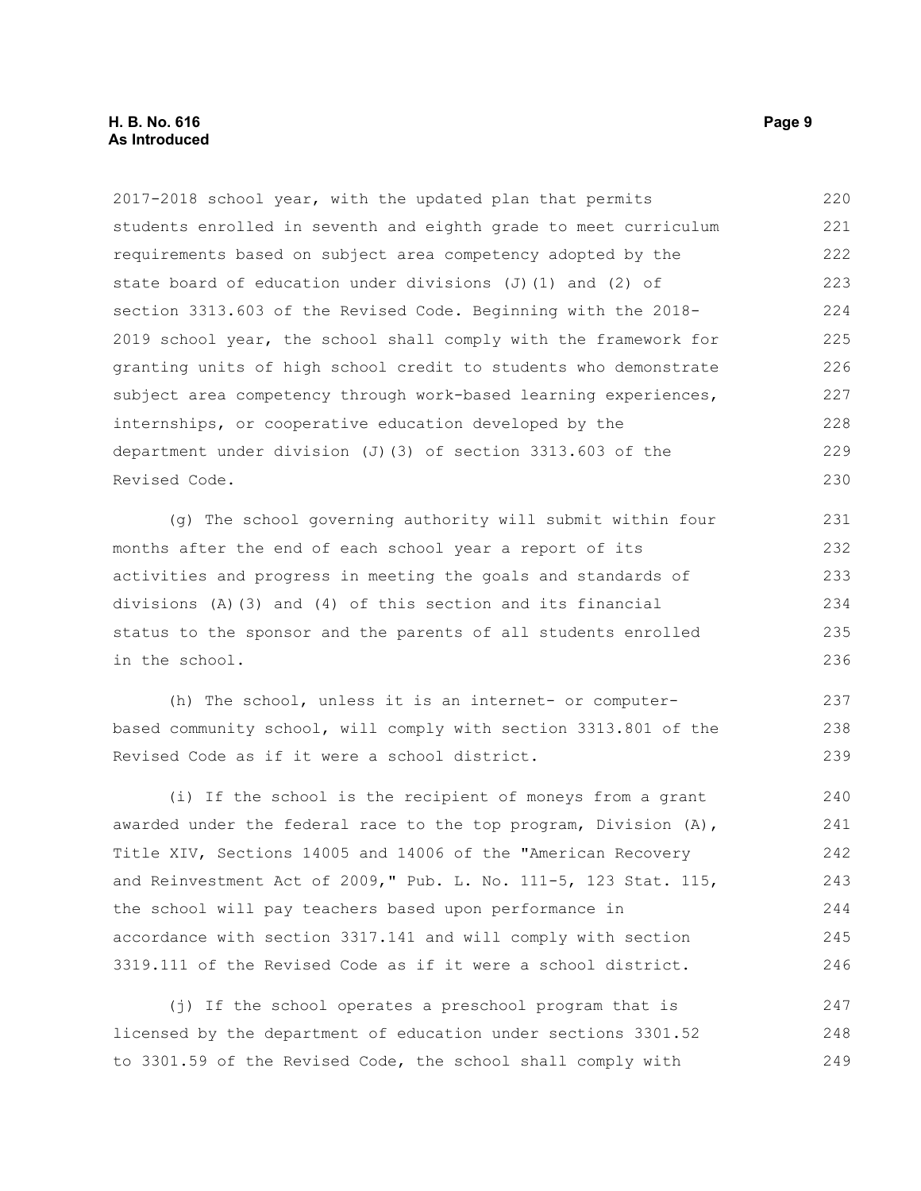2017-2018 school year, with the updated plan that permits students enrolled in seventh and eighth grade to meet curriculum requirements based on subject area competency adopted by the state board of education under divisions (J)(1) and (2) of section 3313.603 of the Revised Code. Beginning with the 2018-2019 school year, the school shall comply with the framework for granting units of high school credit to students who demonstrate subject area competency through work-based learning experiences, internships, or cooperative education developed by the department under division (J)(3) of section 3313.603 of the Revised Code.

(g) The school governing authority will submit within four months after the end of each school year a report of its activities and progress in meeting the goals and standards of divisions (A)(3) and (4) of this section and its financial status to the sponsor and the parents of all students enrolled in the school.

(h) The school, unless it is an internet- or computer-based community school, will comply with section 3313.801 of the Revised Code as if it were a school district.

(i) If the school is the recipient of moneys from a grant awarded under the federal race to the top program, Division (A), Title XIV, Sections 14005 and 14006 of the "American Recovery and Reinvestment Act of 2009," Pub. L. No. 111-5, 123 Stat. 115, the school will pay teachers based upon performance in accordance with section 3317.141 and will comply with section 3319.111 of the Revised Code as if it were a school district.

(j) If the school operates a preschool program that is licensed by the department of education under sections 3301.52 to 3301.59 of the Revised Code, the school shall comply with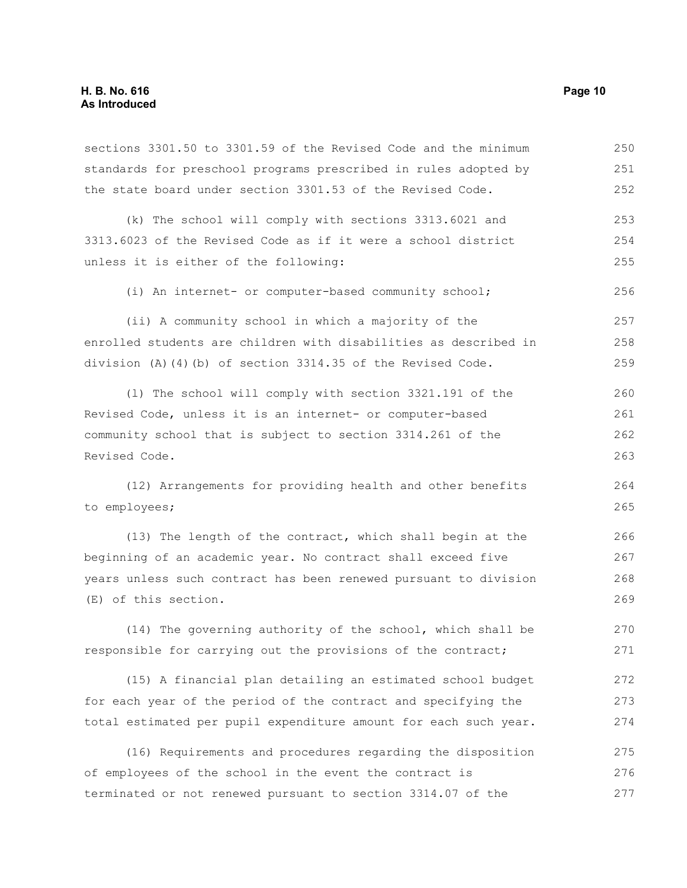sections 3301.50 to 3301.59 of the Revised Code and the minimum standards for preschool programs prescribed in rules adopted by the state board under section 3301.53 of the Revised Code.

(k) The school will comply with sections 3313.6021 and 3313.6023 of the Revised Code as if it were a school district unless it is either of the following:

(i) An internet- or computer-based community school;

(ii) A community school in which a majority of the enrolled students are children with disabilities as described in division (A)(4)(b) of section 3314.35 of the Revised Code.

(l) The school will comply with section 3321.191 of the Revised Code, unless it is an internet- or computer-based community school that is subject to section 3314.261 of the Revised Code.

(12) Arrangements for providing health and other benefits to employees;

(13) The length of the contract, which shall begin at the beginning of an academic year. No contract shall exceed five years unless such contract has been renewed pursuant to division (E) of this section.

(14) The governing authority of the school, which shall be responsible for carrying out the provisions of the contract;

(15) A financial plan detailing an estimated school budget for each year of the period of the contract and specifying the total estimated per pupil expenditure amount for each such year.

(16) Requirements and procedures regarding the disposition of employees of the school in the event the contract is terminated or not renewed pursuant to section 3314.07 of the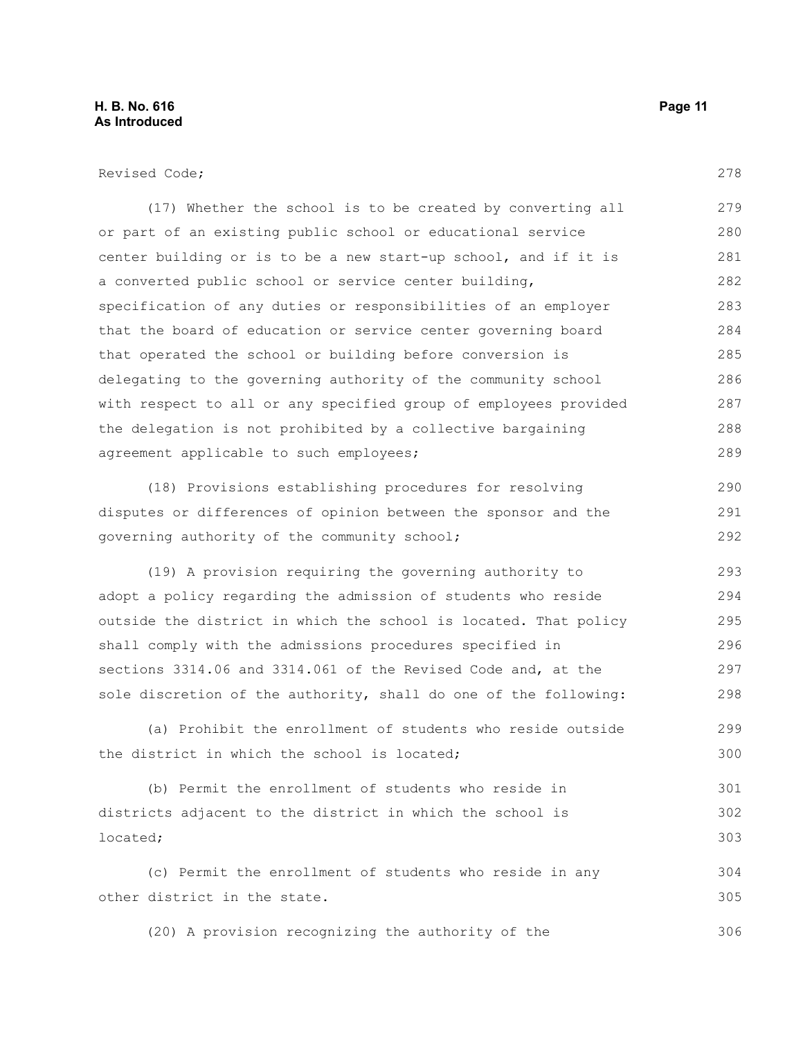Revised Code;

(17) Whether the school is to be created by converting all or part of an existing public school or educational service center building or is to be a new start-up school, and if it is a converted public school or service center building, specification of any duties or responsibilities of an employer that the board of education or service center governing board that operated the school or building before conversion is delegating to the governing authority of the community school with respect to all or any specified group of employees provided the delegation is not prohibited by a collective bargaining agreement applicable to such employees;

(18) Provisions establishing procedures for resolving disputes or differences of opinion between the sponsor and the governing authority of the community school;

(19) A provision requiring the governing authority to adopt a policy regarding the admission of students who reside outside the district in which the school is located. That policy shall comply with the admissions procedures specified in sections 3314.06 and 3314.061 of the Revised Code and, at the sole discretion of the authority, shall do one of the following:

(a) Prohibit the enrollment of students who reside outside the district in which the school is located;

(b) Permit the enrollment of students who reside in districts adjacent to the district in which the school is located;

(c) Permit the enrollment of students who reside in any other district in the state.

(20) A provision recognizing the authority of the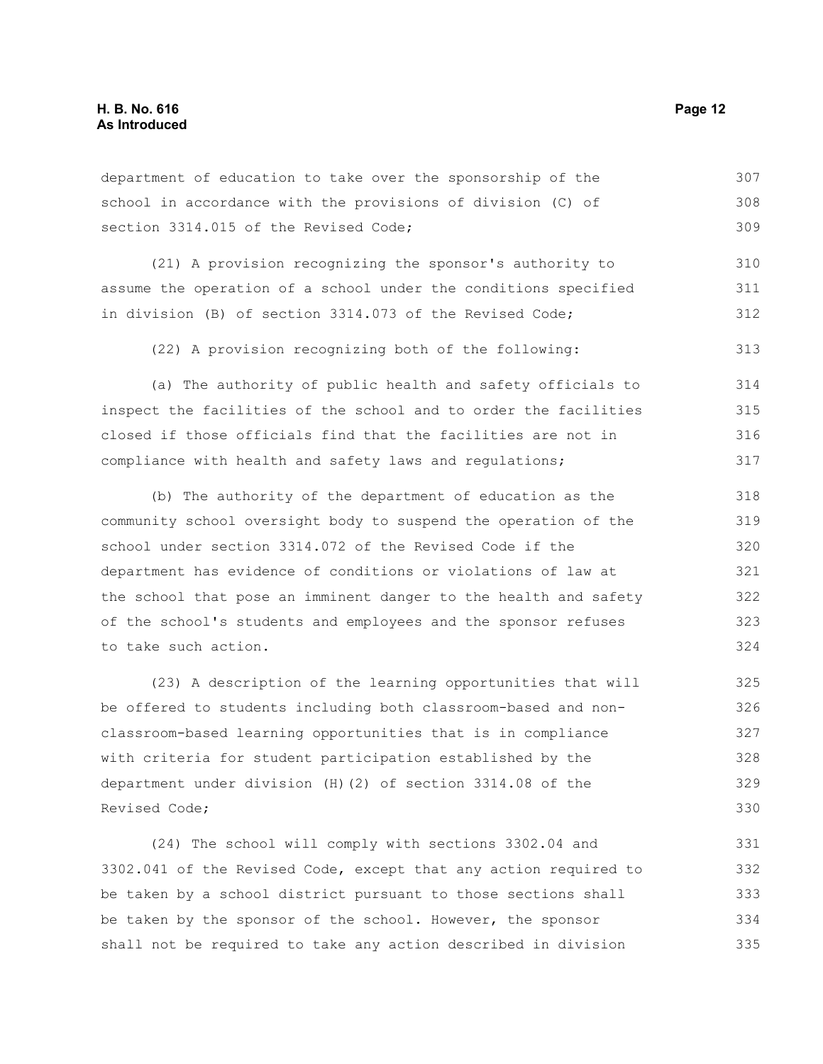department of education to take over the sponsorship of the school in accordance with the provisions of division (C) of section 3314.015 of the Revised Code;

(21) A provision recognizing the sponsor's authority to assume the operation of a school under the conditions specified in division (B) of section 3314.073 of the Revised Code;

(22) A provision recognizing both of the following:

(a) The authority of public health and safety officials to inspect the facilities of the school and to order the facilities closed if those officials find that the facilities are not in compliance with health and safety laws and regulations;

(b) The authority of the department of education as the community school oversight body to suspend the operation of the school under section 3314.072 of the Revised Code if the department has evidence of conditions or violations of law at the school that pose an imminent danger to the health and safety of the school's students and employees and the sponsor refuses to take such action.

(23) A description of the learning opportunities that will be offered to students including both classroom-based and non-classroom-based learning opportunities that is in compliance with criteria for student participation established by the department under division (H)(2) of section 3314.08 of the Revised Code;

(24) The school will comply with sections 3302.04 and 3302.041 of the Revised Code, except that any action required to be taken by a school district pursuant to those sections shall be taken by the sponsor of the school. However, the sponsor shall not be required to take any action described in division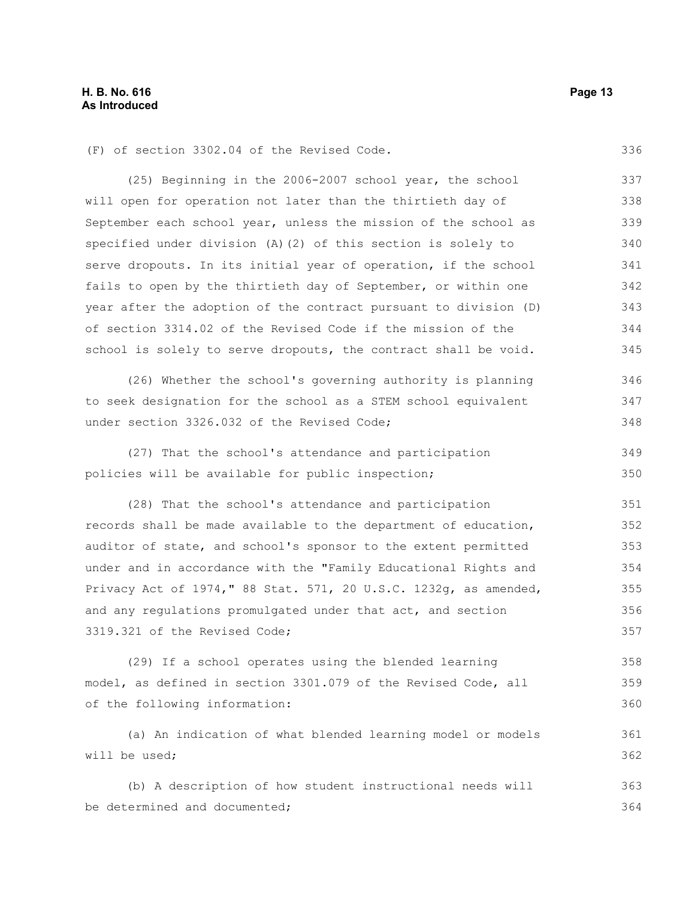(F) of section 3302.04 of the Revised Code.

(25) Beginning in the 2006-2007 school year, the school will open for operation not later than the thirtieth day of September each school year, unless the mission of the school as specified under division (A)(2) of this section is solely to serve dropouts. In its initial year of operation, if the school fails to open by the thirtieth day of September, or within one year after the adoption of the contract pursuant to division (D) of section 3314.02 of the Revised Code if the mission of the school is solely to serve dropouts, the contract shall be void.

(26) Whether the school's governing authority is planning to seek designation for the school as a STEM school equivalent under section 3326.032 of the Revised Code;

(27) That the school's attendance and participation policies will be available for public inspection;

(28) That the school's attendance and participation records shall be made available to the department of education, auditor of state, and school's sponsor to the extent permitted under and in accordance with the "Family Educational Rights and Privacy Act of 1974," 88 Stat. 571, 20 U.S.C. 1232g, as amended, and any regulations promulgated under that act, and section 3319.321 of the Revised Code;

(29) If a school operates using the blended learning model, as defined in section 3301.079 of the Revised Code, all of the following information:

(a) An indication of what blended learning model or models will be used;

(b) A description of how student instructional needs will be determined and documented;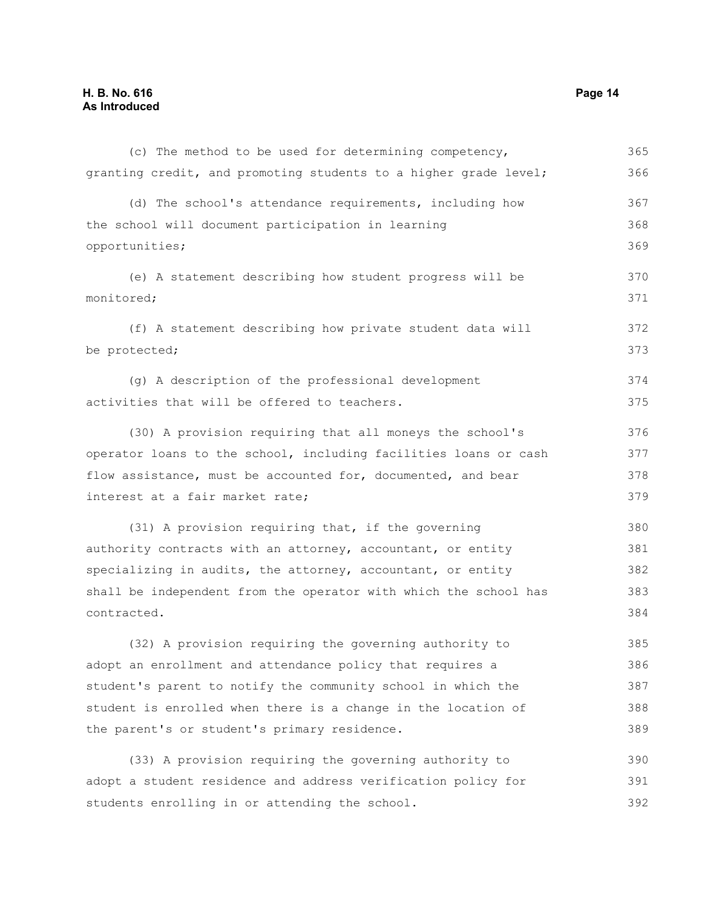(c) The method to be used for determining competency, granting credit, and promoting students to a higher grade level;

(d) The school's attendance requirements, including how the school will document participation in learning opportunities;

(e) A statement describing how student progress will be monitored;

(f) A statement describing how private student data will be protected;

(g) A description of the professional development activities that will be offered to teachers.

(30) A provision requiring that all moneys the school's operator loans to the school, including facilities loans or cash flow assistance, must be accounted for, documented, and bear interest at a fair market rate;

(31) A provision requiring that, if the governing authority contracts with an attorney, accountant, or entity specializing in audits, the attorney, accountant, or entity shall be independent from the operator with which the school has contracted.

(32) A provision requiring the governing authority to adopt an enrollment and attendance policy that requires a student's parent to notify the community school in which the student is enrolled when there is a change in the location of the parent's or student's primary residence.

(33) A provision requiring the governing authority to adopt a student residence and address verification policy for students enrolling in or attending the school.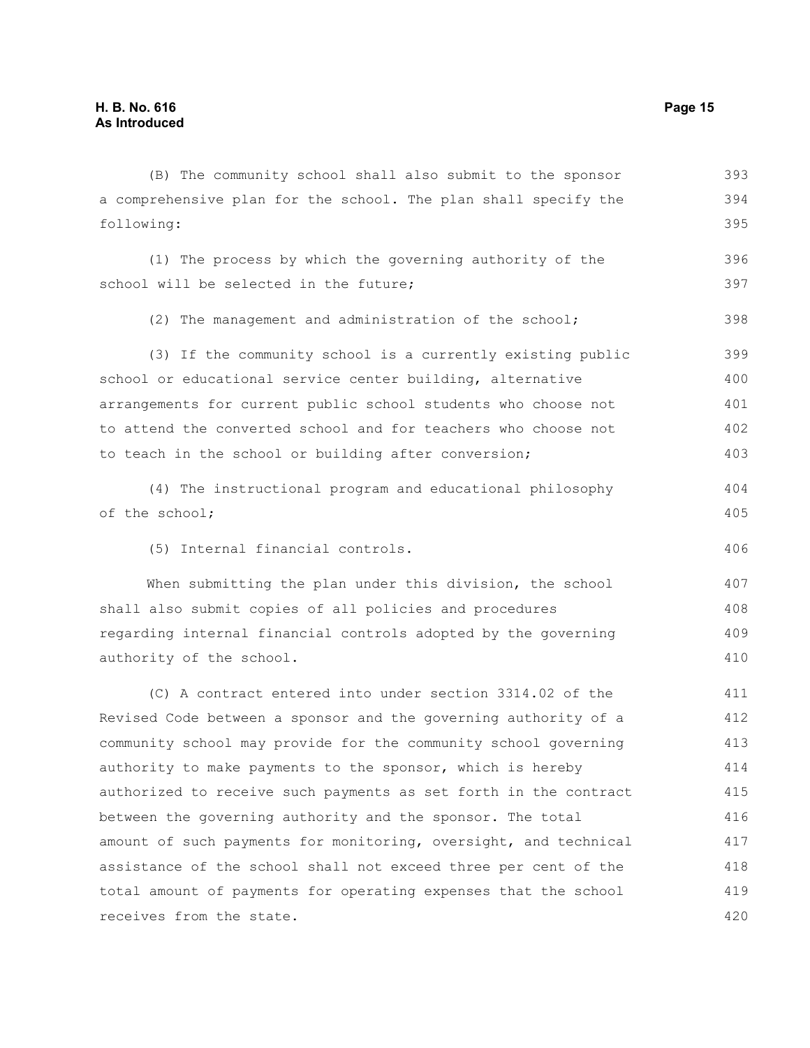(B) The community school shall also submit to the sponsor a comprehensive plan for the school. The plan shall specify the following:

(1) The process by which the governing authority of the school will be selected in the future;

(2) The management and administration of the school;

(3) If the community school is a currently existing public school or educational service center building, alternative arrangements for current public school students who choose not to attend the converted school and for teachers who choose not to teach in the school or building after conversion;

(4) The instructional program and educational philosophy of the school;

(5) Internal financial controls.

When submitting the plan under this division, the school shall also submit copies of all policies and procedures regarding internal financial controls adopted by the governing authority of the school.

(C) A contract entered into under section 3314.02 of the Revised Code between a sponsor and the governing authority of a community school may provide for the community school governing authority to make payments to the sponsor, which is hereby authorized to receive such payments as set forth in the contract between the governing authority and the sponsor. The total amount of such payments for monitoring, oversight, and technical assistance of the school shall not exceed three per cent of the total amount of payments for operating expenses that the school receives from the state.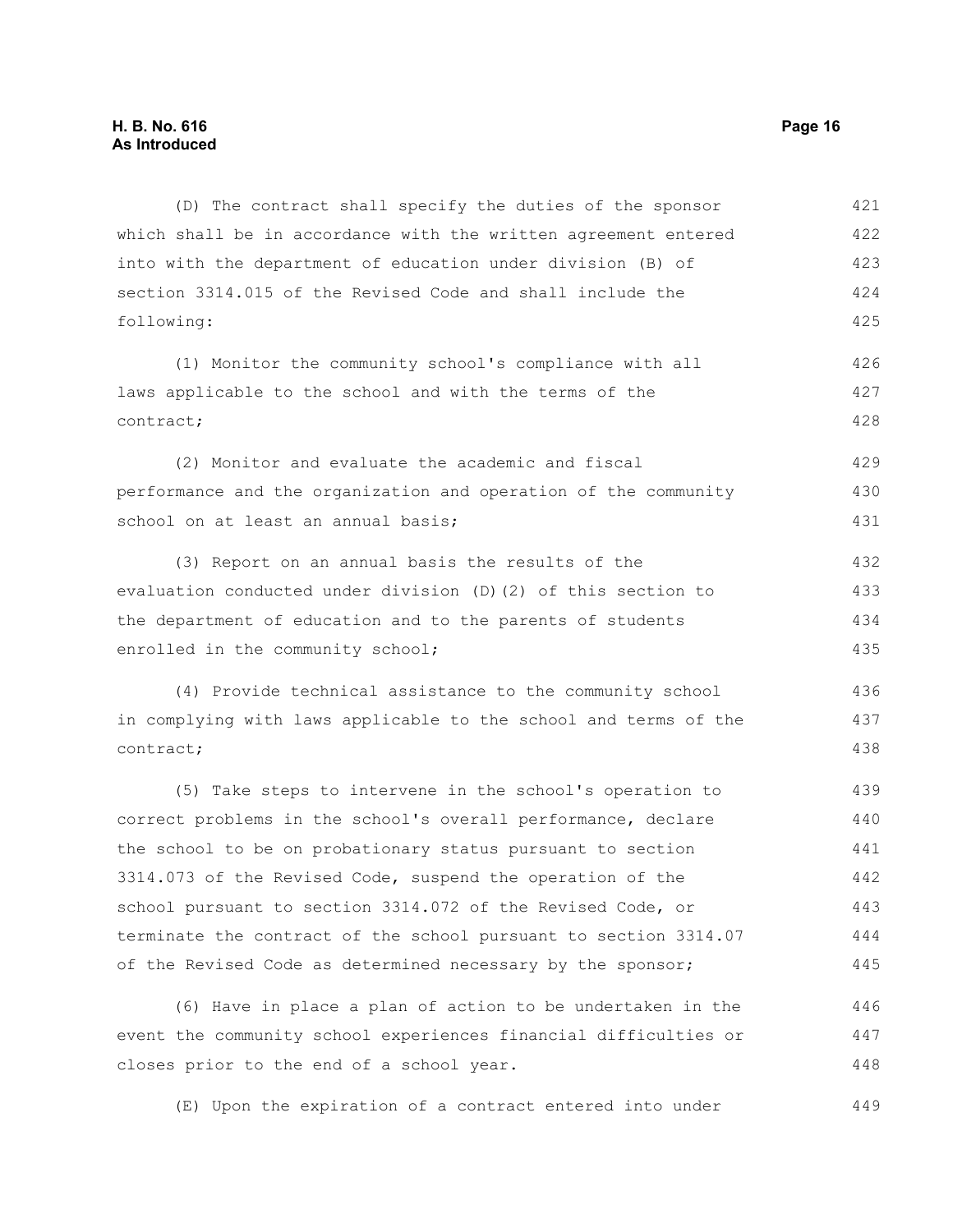(D) The contract shall specify the duties of the sponsor which shall be in accordance with the written agreement entered into with the department of education under division (B) of section 3314.015 of the Revised Code and shall include the following:

(1) Monitor the community school's compliance with all laws applicable to the school and with the terms of the contract;

(2) Monitor and evaluate the academic and fiscal performance and the organization and operation of the community school on at least an annual basis;

(3) Report on an annual basis the results of the evaluation conducted under division (D)(2) of this section to the department of education and to the parents of students enrolled in the community school;

(4) Provide technical assistance to the community school in complying with laws applicable to the school and terms of the contract;

(5) Take steps to intervene in the school's operation to correct problems in the school's overall performance, declare the school to be on probationary status pursuant to section 3314.073 of the Revised Code, suspend the operation of the school pursuant to section 3314.072 of the Revised Code, or terminate the contract of the school pursuant to section 3314.07 of the Revised Code as determined necessary by the sponsor;

(6) Have in place a plan of action to be undertaken in the event the community school experiences financial difficulties or closes prior to the end of a school year.

(E) Upon the expiration of a contract entered into under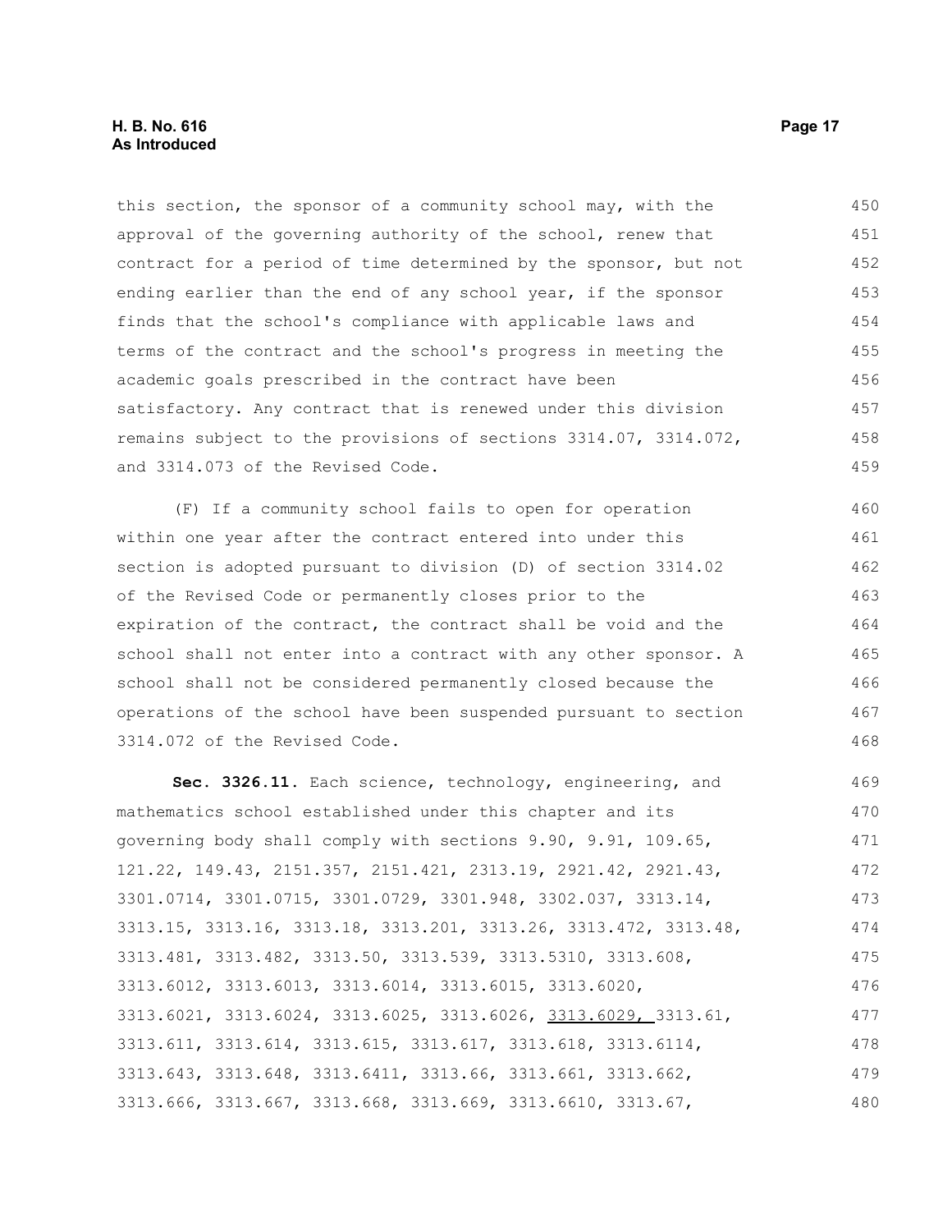this section, the sponsor of a community school may, with the approval of the governing authority of the school, renew that contract for a period of time determined by the sponsor, but not ending earlier than the end of any school year, if the sponsor finds that the school's compliance with applicable laws and terms of the contract and the school's progress in meeting the academic goals prescribed in the contract have been satisfactory. Any contract that is renewed under this division remains subject to the provisions of sections 3314.07, 3314.072, and 3314.073 of the Revised Code.

(F) If a community school fails to open for operation within one year after the contract entered into under this section is adopted pursuant to division (D) of section 3314.02 of the Revised Code or permanently closes prior to the expiration of the contract, the contract shall be void and the school shall not enter into a contract with any other sponsor. A school shall not be considered permanently closed because the operations of the school have been suspended pursuant to section 3314.072 of the Revised Code.

**Sec. 3326.11.** Each science, technology, engineering, and mathematics school established under this chapter and its governing body shall comply with sections 9.90, 9.91, 109.65, 121.22, 149.43, 2151.357, 2151.421, 2313.19, 2921.42, 2921.43, 3301.0714, 3301.0715, 3301.0729, 3301.948, 3302.037, 3313.14, 3313.15, 3313.16, 3313.18, 3313.201, 3313.26, 3313.472, 3313.48, 3313.481, 3313.482, 3313.50, 3313.539, 3313.5310, 3313.608, 3313.6012, 3313.6013, 3313.6014, 3313.6015, 3313.6020, 3313.6021, 3313.6024, 3313.6025, 3313.6026, <u>3313.6029,</u> 3313.61, 3313.611, 3313.614, 3313.615, 3313.617, 3313.618, 3313.6114, 3313.643, 3313.648, 3313.6411, 3313.66, 3313.661, 3313.662, 3313.666, 3313.667, 3313.668, 3313.669, 3313.6610, 3313.67,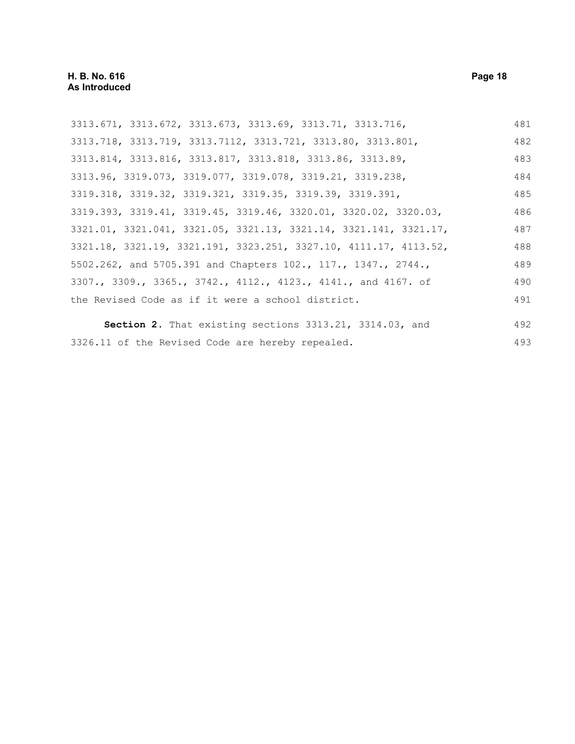3313.671, 3313.672, 3313.673, 3313.69, 3313.71, 3313.716, 3313.718, 3313.719, 3313.7112, 3313.721, 3313.80, 3313.801, 3313.814, 3313.816, 3313.817, 3313.818, 3313.86, 3313.89, 3313.96, 3319.073, 3319.077, 3319.078, 3319.21, 3319.238, 3319.318, 3319.32, 3319.321, 3319.35, 3319.39, 3319.391, 3319.393, 3319.41, 3319.45, 3319.46, 3320.01, 3320.02, 3320.03, 3321.01, 3321.041, 3321.05, 3321.13, 3321.14, 3321.141, 3321.17, 3321.18, 3321.19, 3321.191, 3323.251, 3327.10, 4111.17, 4113.52, 5502.262, and 5705.391 and Chapters 102., 117., 1347., 2744., 3307., 3309., 3365., 3742., 4112., 4123., 4141., and 4167. of the Revised Code as if it were a school district.

**Section 2.** That existing sections 3313.21, 3314.03, and 3326.11 of the Revised Code are hereby repealed.